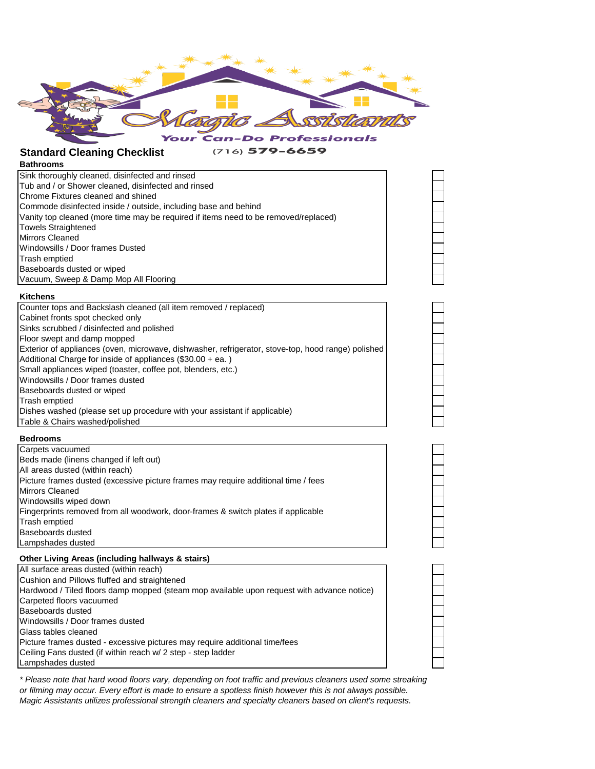Magic Assistants

Your Can-Do Professionals

## Standard Cleaning Checklist

(716) 579-6659

### Bathrooms

| | |
|---|---|
| Sink thoroughly cleaned, disinfected and rinsed | |
| Tub and / or Shower cleaned, disinfected and rinsed | |
| Chrome Fixtures cleaned and shined | |
| Commode disinfected inside / outside, including base and behind | |
| Vanity top cleaned (more time may be required if items need to be removed/replaced) | |
| Towels Straightened | |
| Mirrors Cleaned | |
| Windowsills / Door frames Dusted | |
| Trash emptied | |
| Baseboards dusted or wiped | |
| Vacuum, Sweep & Damp Mop All Flooring | |

### Kitchens

| | |
|---|---|
| Counter tops and Backslash cleaned (all item removed / replaced) | |
| Cabinet fronts spot checked only | |
| Sinks scrubbed / disinfected and polished | |
| Floor swept and damp mopped | |
| Exterior of appliances (oven, microwave, dishwasher, refrigerator, stove-top, hood range) polished | |
| Additional Charge for inside of appliances ($30.00 + ea. ) | |
| Small appliances wiped (toaster, coffee pot, blenders, etc.) | |
| Windowsills / Door frames dusted | |
| Baseboards dusted or wiped | |
| Trash emptied | |
| Dishes washed (please set up procedure with your assistant if applicable) | |
| Table & Chairs washed/polished | |

### Bedrooms

| | |
|---|---|
| Carpets vacuumed | |
| Beds made (linens changed if left out) | |
| All areas dusted (within reach) | |
| Picture frames dusted (excessive picture frames may require additional time / fees | |
| Mirrors Cleaned | |
| Windowsills wiped down | |
| Fingerprints removed from all woodwork, door-frames & switch plates if applicable | |
| Trash emptied | |
| Baseboards dusted | |
| Lampshades dusted | |

### Other Living Areas (including hallways & stairs)

| | |
|---|---|
| All surface areas dusted (within reach) | |
| Cushion and Pillows fluffed and straightened | |
| Hardwood / Tiled floors damp mopped (steam mop available upon request with advance notice) | |
| Carpeted floors vacuumed | |
| Baseboards dusted | |
| Windowsills / Door frames dusted | |
| Glass tables cleaned | |
| Picture frames dusted - excessive pictures may require additional time/fees | |
| Ceiling Fans dusted (if within reach w/ 2 step - step ladder | |
| Lampshades dusted | |

*\* Please note that hard wood floors vary, depending on foot traffic and previous cleaners used some streaking or filming may occur. Every effort is made to ensure a spotless finish however this is not always possible. Magic Assistants utilizes professional strength cleaners and specialty cleaners based on client's requests.*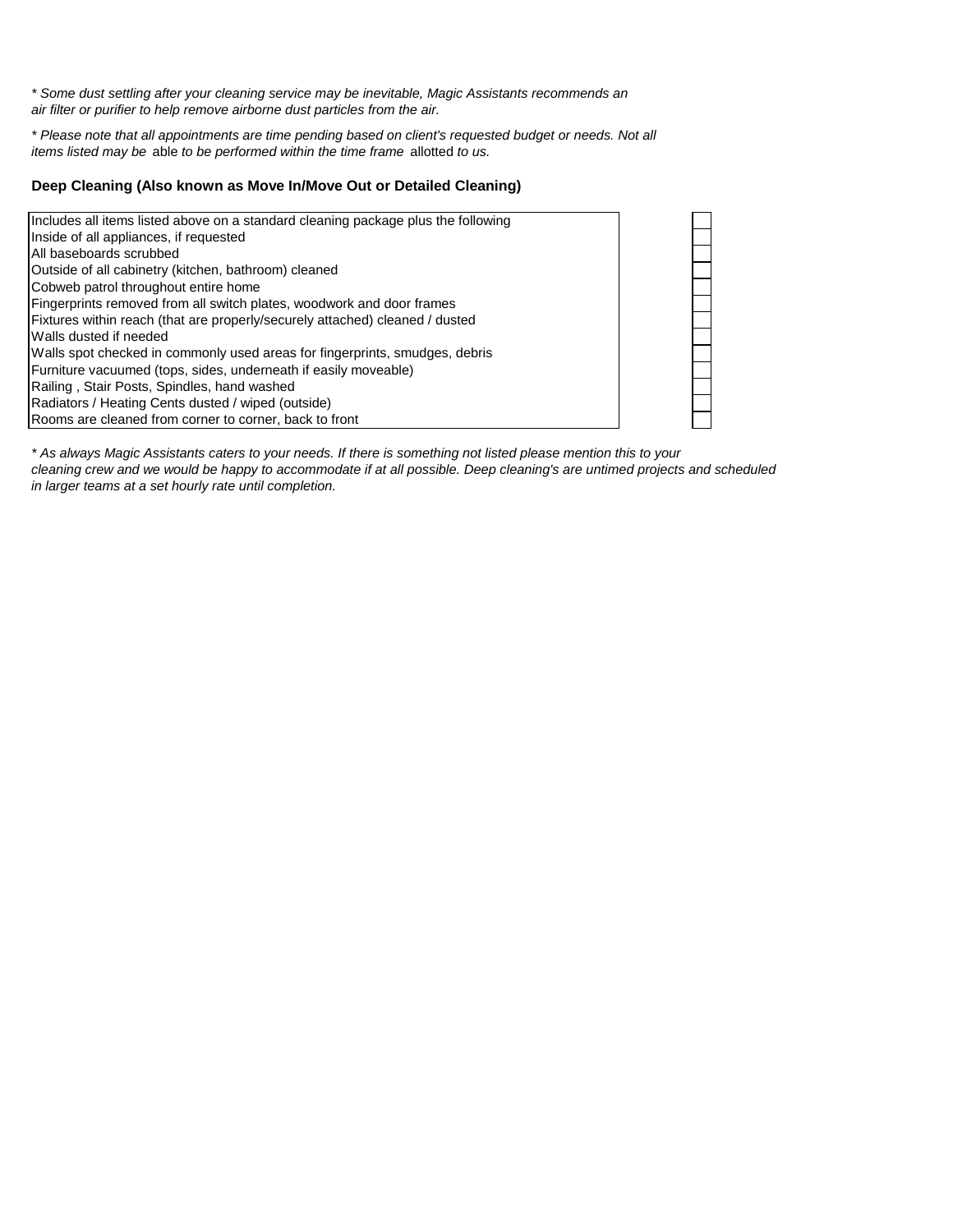*\* Some dust settling after your cleaning service may be inevitable, Magic Assistants recommends an air filter or purifier to help remove airborne dust particles from the air.*

*\* Please note that all appointments are time pending based on client's requested budget or needs. Not all items listed may be able to be performed within the time frame allotted to us.*

**Deep Cleaning (Also known as Move In/Move Out or Detailed Cleaning)**

| | |
|---|---|
| Includes all items listed above on a standard cleaning package plus the following | |
| Inside of all appliances, if requested | |
| All baseboards scrubbed | |
| Outside of all cabinetry (kitchen, bathroom) cleaned | |
| Cobweb patrol throughout entire home | |
| Fingerprints removed from all switch plates, woodwork and door frames | |
| Fixtures within reach (that are properly/securely attached) cleaned / dusted | |
| Walls dusted if needed | |
| Walls spot checked in commonly used areas for fingerprints, smudges, debris | |
| Furniture vacuumed (tops, sides, underneath if easily moveable) | |
| Railing , Stair Posts, Spindles, hand washed | |
| Radiators / Heating Cents dusted / wiped (outside) | |
| Rooms are cleaned from corner to corner, back to front | |

*\* As always Magic Assistants caters to your needs. If there is something not listed please mention this to your cleaning crew and we would be happy to accommodate if at all possible. Deep cleaning's are untimed projects and scheduled in larger teams at a set hourly rate until completion.*